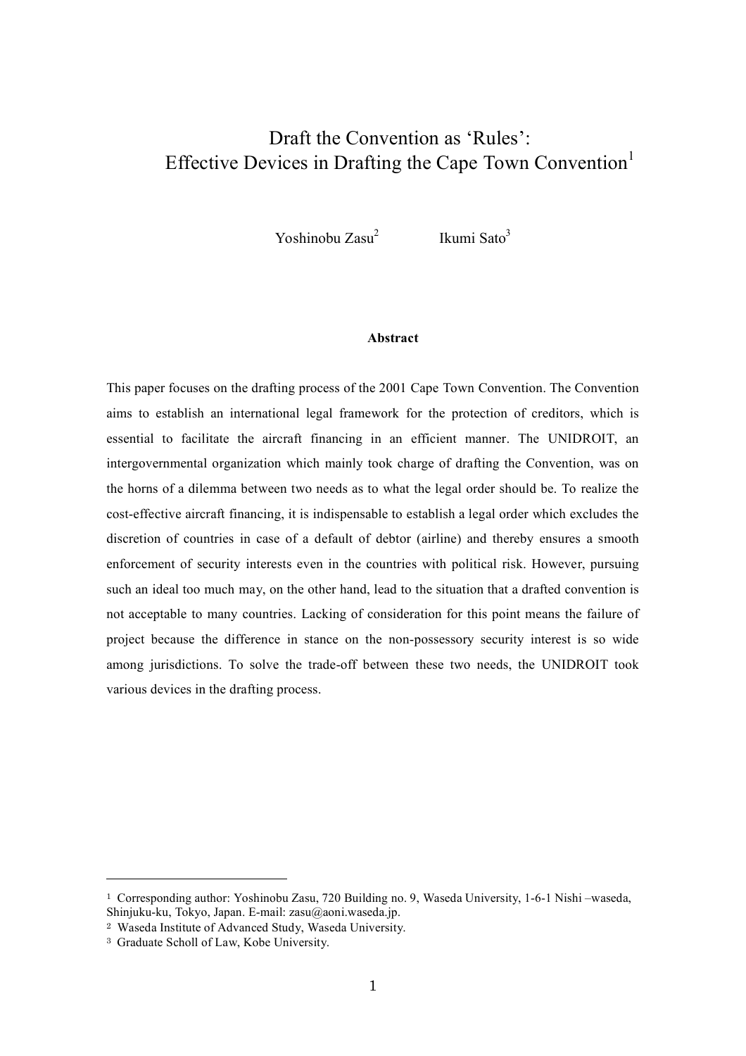# Draft the Convention as 'Rules': Effective Devices in Drafting the Cape Town Convention[1]

Yoshinobu Zasu[2] Ikumi Sato[3]

**Abstract**

This paper focuses on the drafting process of the 2001 Cape Town Convention. The Convention aims to establish an international legal framework for the protection of creditors, which is essential to facilitate the aircraft financing in an efficient manner. The UNIDROIT, an intergovernmental organization which mainly took charge of drafting the Convention, was on the horns of a dilemma between two needs as to what the legal order should be. To realize the cost-effective aircraft financing, it is indispensable to establish a legal order which excludes the discretion of countries in case of a default of debtor (airline) and thereby ensures a smooth enforcement of security interests even in the countries with political risk. However, pursuing such an ideal too much may, on the other hand, lead to the situation that a drafted convention is not acceptable to many countries. Lacking of consideration for this point means the failure of project because the difference in stance on the non-possessory security interest is so wide among jurisdictions. To solve the trade-off between these two needs, the UNIDROIT took various devices in the drafting process.

---

1 Corresponding author: Yoshinobu Zasu, 720 Building no. 9, Waseda University, 1-6-1 Nishi –waseda, Shinjuku-ku, Tokyo, Japan. E-mail: zasu@aoni.waseda.jp.

2 Waseda Institute of Advanced Study, Waseda University.

3 Graduate Scholl of Law, Kobe University.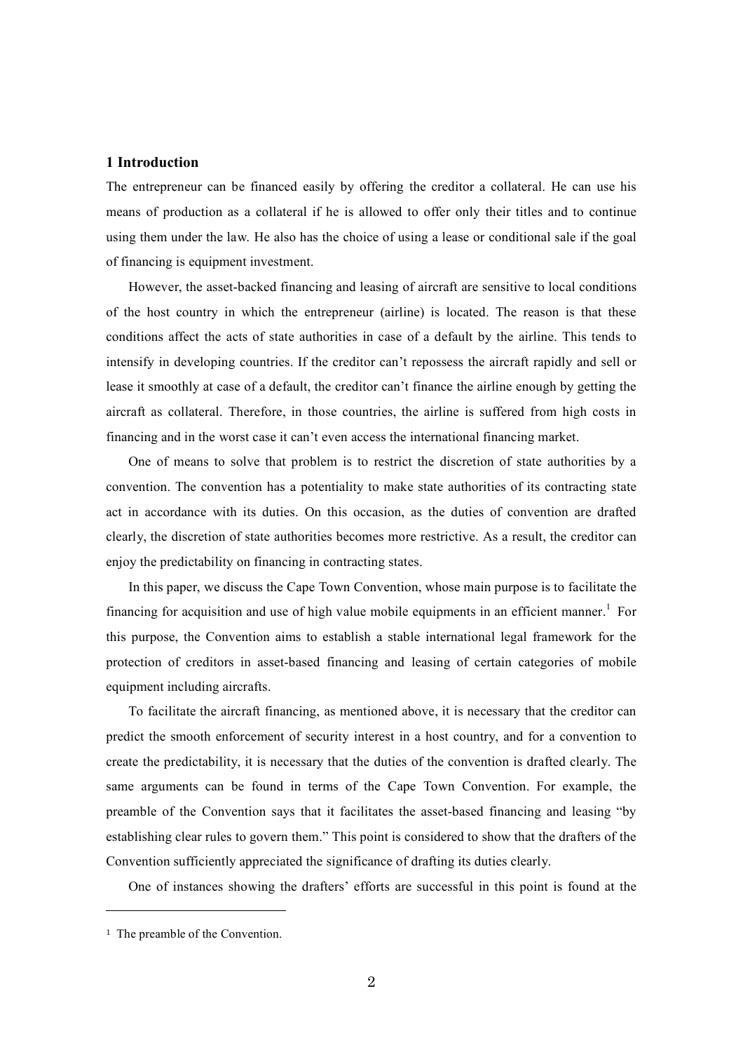## 1 Introduction

The entrepreneur can be financed easily by offering the creditor a collateral. He can use his means of production as a collateral if he is allowed to offer only their titles and to continue using them under the law. He also has the choice of using a lease or conditional sale if the goal of financing is equipment investment.

However, the asset-backed financing and leasing of aircraft are sensitive to local conditions of the host country in which the entrepreneur (airline) is located. The reason is that these conditions affect the acts of state authorities in case of a default by the airline. This tends to intensify in developing countries. If the creditor can't repossess the aircraft rapidly and sell or lease it smoothly at case of a default, the creditor can't finance the airline enough by getting the aircraft as collateral. Therefore, in those countries, the airline is suffered from high costs in financing and in the worst case it can't even access the international financing market.

One of means to solve that problem is to restrict the discretion of state authorities by a convention. The convention has a potentiality to make state authorities of its contracting state act in accordance with its duties. On this occasion, as the duties of convention are drafted clearly, the discretion of state authorities becomes more restrictive. As a result, the creditor can enjoy the predictability on financing in contracting states.

In this paper, we discuss the Cape Town Convention, whose main purpose is to facilitate the financing for acquisition and use of high value mobile equipments in an efficient manner.[1] For this purpose, the Convention aims to establish a stable international legal framework for the protection of creditors in asset-based financing and leasing of certain categories of mobile equipment including aircrafts.

To facilitate the aircraft financing, as mentioned above, it is necessary that the creditor can predict the smooth enforcement of security interest in a host country, and for a convention to create the predictability, it is necessary that the duties of the convention is drafted clearly. The same arguments can be found in terms of the Cape Town Convention. For example, the preamble of the Convention says that it facilitates the asset-based financing and leasing "by establishing clear rules to govern them." This point is considered to show that the drafters of the Convention sufficiently appreciated the significance of drafting its duties clearly.

One of instances showing the drafters' efforts are successful in this point is found at the

---

[1] The preamble of the Convention.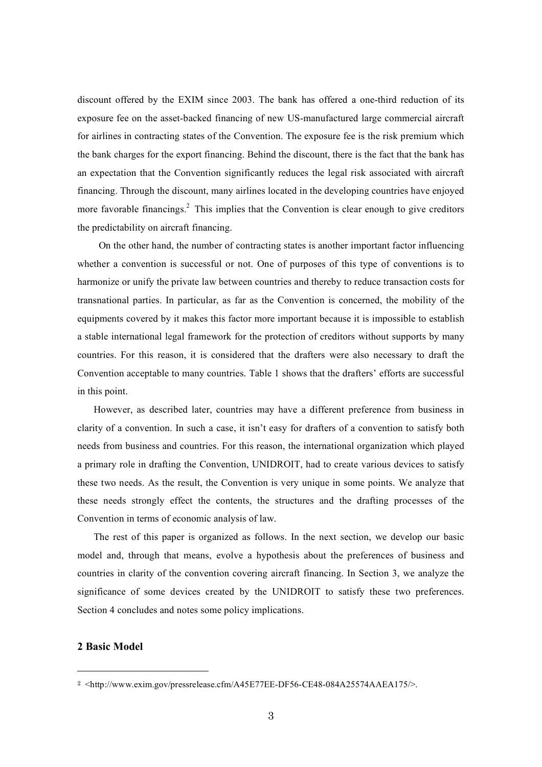discount offered by the EXIM since 2003. The bank has offered a one-third reduction of its exposure fee on the asset-backed financing of new US-manufactured large commercial aircraft for airlines in contracting states of the Convention. The exposure fee is the risk premium which the bank charges for the export financing. Behind the discount, there is the fact that the bank has an expectation that the Convention significantly reduces the legal risk associated with aircraft financing. Through the discount, many airlines located in the developing countries have enjoyed more favorable financings.[2] This implies that the Convention is clear enough to give creditors the predictability on aircraft financing.

On the other hand, the number of contracting states is another important factor influencing whether a convention is successful or not. One of purposes of this type of conventions is to harmonize or unify the private law between countries and thereby to reduce transaction costs for transnational parties. In particular, as far as the Convention is concerned, the mobility of the equipments covered by it makes this factor more important because it is impossible to establish a stable international legal framework for the protection of creditors without supports by many countries. For this reason, it is considered that the drafters were also necessary to draft the Convention acceptable to many countries. Table 1 shows that the drafters' efforts are successful in this point.

However, as described later, countries may have a different preference from business in clarity of a convention. In such a case, it isn't easy for drafters of a convention to satisfy both needs from business and countries. For this reason, the international organization which played a primary role in drafting the Convention, UNIDROIT, had to create various devices to satisfy these two needs. As the result, the Convention is very unique in some points. We analyze that these needs strongly effect the contents, the structures and the drafting processes of the Convention in terms of economic analysis of law.

The rest of this paper is organized as follows. In the next section, we develop our basic model and, through that means, evolve a hypothesis about the preferences of business and countries in clarity of the convention covering aircraft financing. In Section 3, we analyze the significance of some devices created by the UNIDROIT to satisfy these two preferences. Section 4 concludes and notes some policy implications.

## 2 Basic Model

---

[2] <http://www.exim.gov/pressrelease.cfm/A45E77EE-DF56-CE48-084A25574AAEA175/>.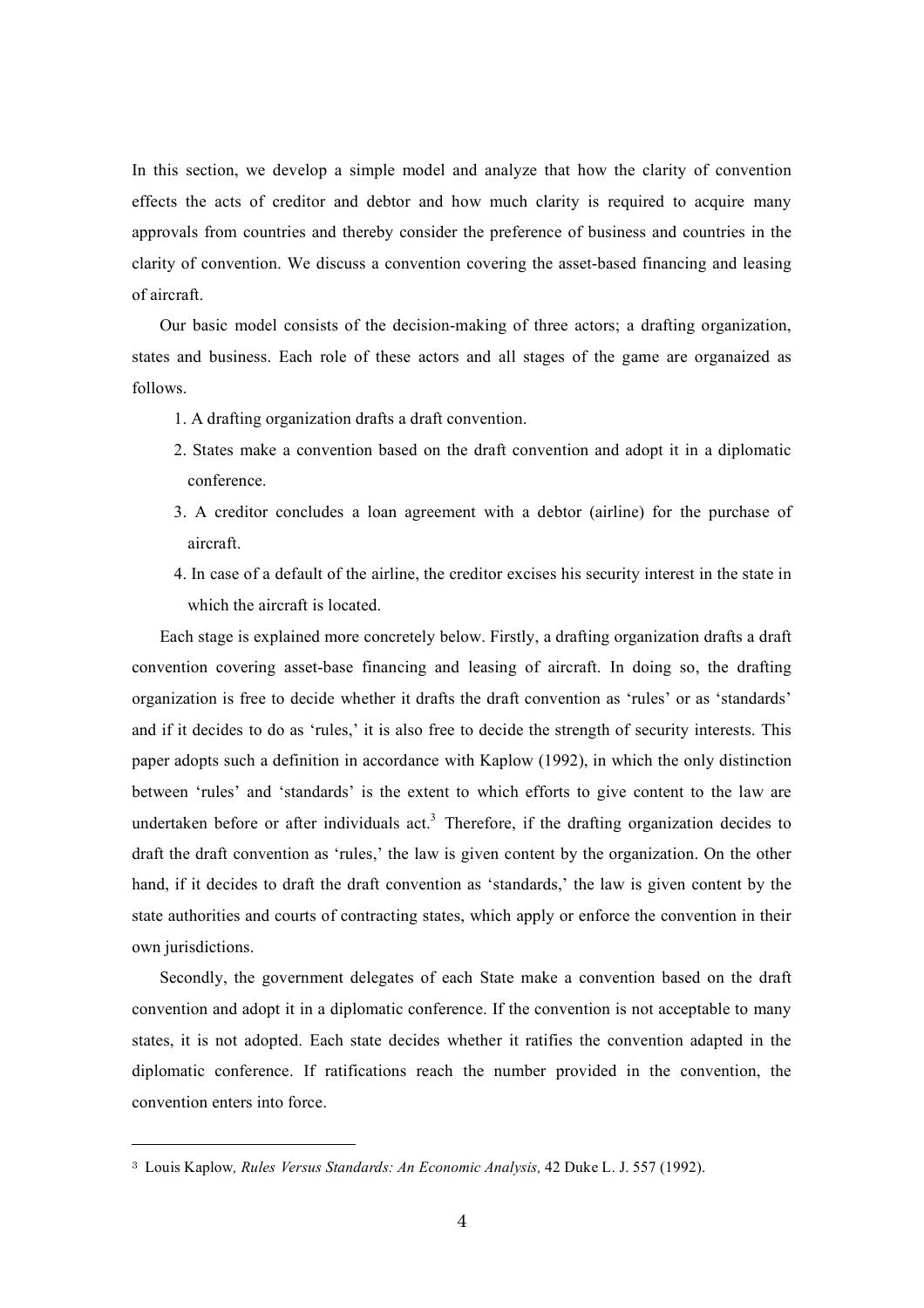In this section, we develop a simple model and analyze that how the clarity of convention effects the acts of creditor and debtor and how much clarity is required to acquire many approvals from countries and thereby consider the preference of business and countries in the clarity of convention. We discuss a convention covering the asset-based financing and leasing of aircraft.

Our basic model consists of the decision-making of three actors; a drafting organization, states and business. Each role of these actors and all stages of the game are organaized as follows.

1. A drafting organization drafts a draft convention.
2. States make a convention based on the draft convention and adopt it in a diplomatic conference.
3. A creditor concludes a loan agreement with a debtor (airline) for the purchase of aircraft.
4. In case of a default of the airline, the creditor excises his security interest in the state in which the aircraft is located.

Each stage is explained more concretely below. Firstly, a drafting organization drafts a draft convention covering asset-base financing and leasing of aircraft. In doing so, the drafting organization is free to decide whether it drafts the draft convention as 'rules' or as 'standards' and if it decides to do as 'rules,' it is also free to decide the strength of security interests. This paper adopts such a definition in accordance with Kaplow (1992), in which the only distinction between 'rules' and 'standards' is the extent to which efforts to give content to the law are undertaken before or after individuals act.[3] Therefore, if the drafting organization decides to draft the draft convention as 'rules,' the law is given content by the organization. On the other hand, if it decides to draft the draft convention as 'standards,' the law is given content by the state authorities and courts of contracting states, which apply or enforce the convention in their own jurisdictions.

Secondly, the government delegates of each State make a convention based on the draft convention and adopt it in a diplomatic conference. If the convention is not acceptable to many states, it is not adopted. Each state decides whether it ratifies the convention adapted in the diplomatic conference. If ratifications reach the number provided in the convention, the convention enters into force.

---

[3] Louis Kaplow, *Rules Versus Standards: An Economic Analysis,* 42 Duke L. J. 557 (1992).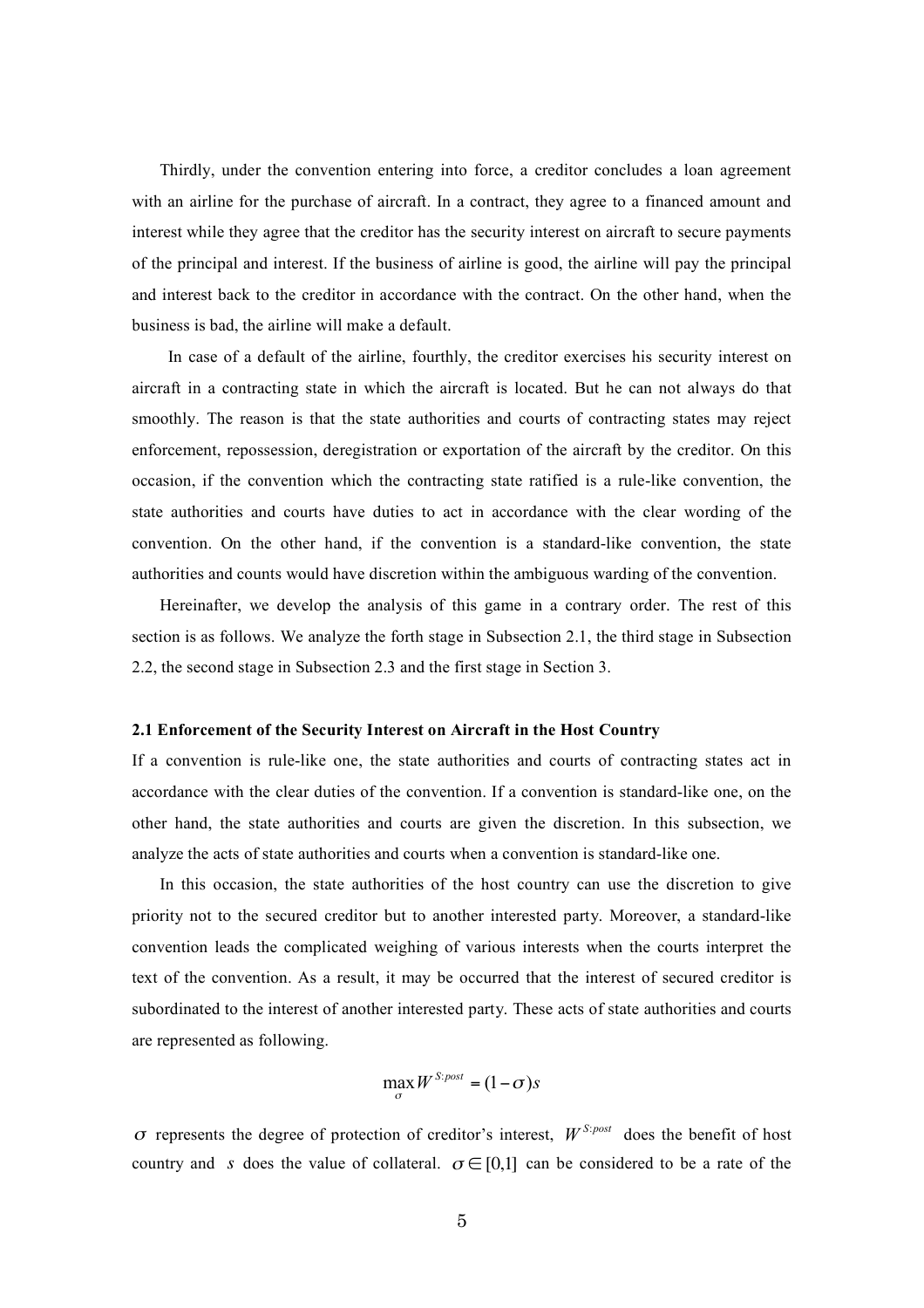Thirdly, under the convention entering into force, a creditor concludes a loan agreement with an airline for the purchase of aircraft. In a contract, they agree to a financed amount and interest while they agree that the creditor has the security interest on aircraft to secure payments of the principal and interest. If the business of airline is good, the airline will pay the principal and interest back to the creditor in accordance with the contract. On the other hand, when the business is bad, the airline will make a default.

In case of a default of the airline, fourthly, the creditor exercises his security interest on aircraft in a contracting state in which the aircraft is located. But he can not always do that smoothly. The reason is that the state authorities and courts of contracting states may reject enforcement, repossession, deregistration or exportation of the aircraft by the creditor. On this occasion, if the convention which the contracting state ratified is a rule-like convention, the state authorities and courts have duties to act in accordance with the clear wording of the convention. On the other hand, if the convention is a standard-like convention, the state authorities and counts would have discretion within the ambiguous warding of the convention.

Hereinafter, we develop the analysis of this game in a contrary order. The rest of this section is as follows. We analyze the forth stage in Subsection 2.1, the third stage in Subsection 2.2, the second stage in Subsection 2.3 and the first stage in Section 3.

## 2.1 Enforcement of the Security Interest on Aircraft in the Host Country

If a convention is rule-like one, the state authorities and courts of contracting states act in accordance with the clear duties of the convention. If a convention is standard-like one, on the other hand, the state authorities and courts are given the discretion. In this subsection, we analyze the acts of state authorities and courts when a convention is standard-like one.

In this occasion, the state authorities of the host country can use the discretion to give priority not to the secured creditor but to another interested party. Moreover, a standard-like convention leads the complicated weighing of various interests when the courts interpret the text of the convention. As a result, it may be occurred that the interest of secured creditor is subordinated to the interest of another interested party. These acts of state authorities and courts are represented as following.

$$\max_{\sigma} W^{S:post} = (1-\sigma)s$$

$\sigma$ represents the degree of protection of creditor's interest, $W^{S:post}$ does the benefit of host country and $s$ does the value of collateral. $\sigma \in [0,1]$ can be considered to be a rate of the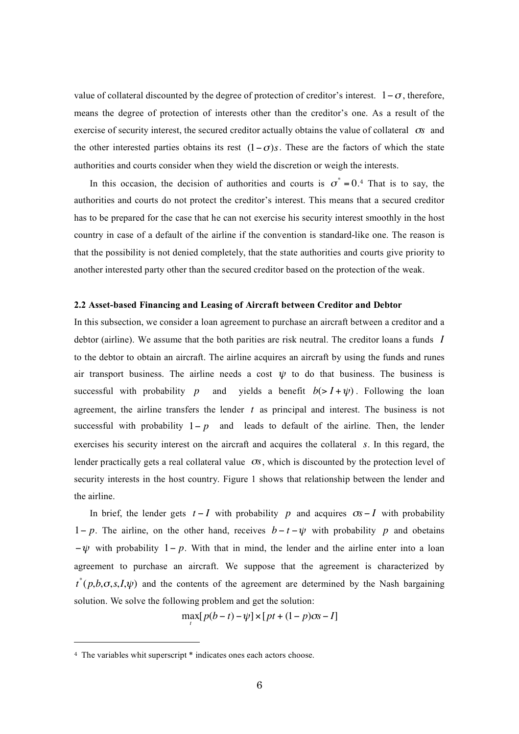value of collateral discounted by the degree of protection of creditor's interest. $1-\sigma$, therefore, means the degree of protection of interests other than the creditor's one. As a result of the exercise of security interest, the secured creditor actually obtains the value of collateral $\sigma s$ and the other interested parties obtains its rest $(1-\sigma)s$. These are the factors of which the state authorities and courts consider when they wield the discretion or weigh the interests.

In this occasion, the decision of authorities and courts is $\sigma^* = 0$.[4] That is to say, the authorities and courts do not protect the creditor's interest. This means that a secured creditor has to be prepared for the case that he can not exercise his security interest smoothly in the host country in case of a default of the airline if the convention is standard-like one. The reason is that the possibility is not denied completely, that the state authorities and courts give priority to another interested party other than the secured creditor based on the protection of the weak.

### 2.2 Asset-based Financing and Leasing of Aircraft between Creditor and Debtor

In this subsection, we consider a loan agreement to purchase an aircraft between a creditor and a debtor (airline). We assume that the both parities are risk neutral. The creditor loans a funds $I$ to the debtor to obtain an aircraft. The airline acquires an aircraft by using the funds and runes air transport business. The airline needs a cost $\psi$ to do that business. The business is successful with probability $p$ and yields a benefit $b(> I+\psi)$. Following the loan agreement, the airline transfers the lender $t$ as principal and interest. The business is not successful with probability $1-p$ and leads to default of the airline. Then, the lender exercises his security interest on the aircraft and acquires the collateral $s$. In this regard, the lender practically gets a real collateral value $\sigma s$, which is discounted by the protection level of security interests in the host country. Figure 1 shows that relationship between the lender and the airline.

In brief, the lender gets $t-I$ with probability $p$ and acquires $\sigma s - I$ with probability $1-p$. The airline, on the other hand, receives $b-t-\psi$ with probability $p$ and obetains $-\psi$ with probability $1-p$. With that in mind, the lender and the airline enter into a loan agreement to purchase an aircraft. We suppose that the agreement is characterized by $t^*(p,b,\sigma,s,I,\psi)$ and the contents of the agreement are determined by the Nash bargaining solution. We solve the following problem and get the solution:

$$\max_t [p(b-t)-\psi]\times[pt+(1-p)\sigma s - I]$$

---

[4] The variables whit superscript * indicates ones each actors choose.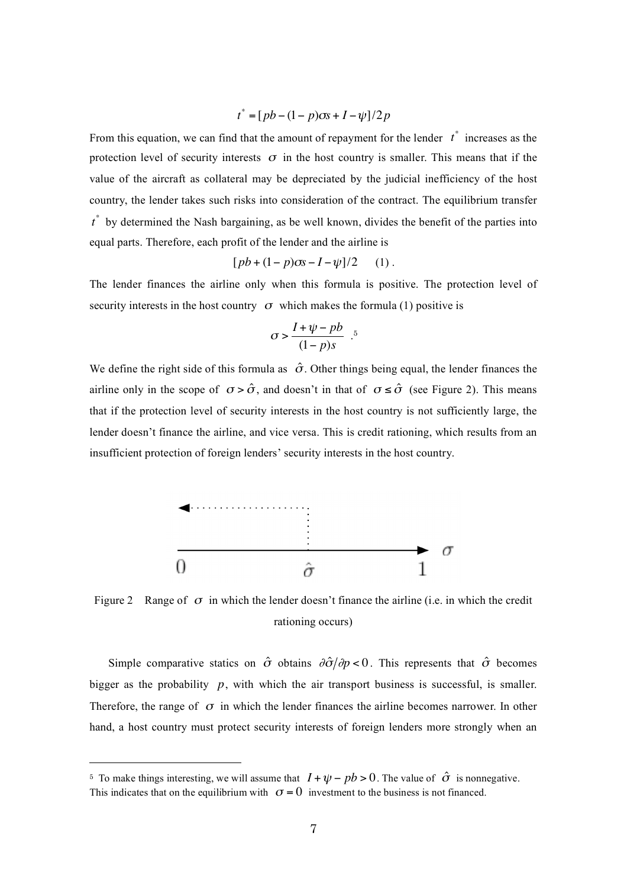$$t^* = [pb - (1-p)\sigma s + I - \psi]/2p$$

From this equation, we can find that the amount of repayment for the lender $t^*$ increases as the protection level of security interests $\sigma$ in the host country is smaller. This means that if the value of the aircraft as collateral may be depreciated by the judicial inefficiency of the host country, the lender takes such risks into consideration of the contract. The equilibrium transfer $t^*$ by determined the Nash bargaining, as be well known, divides the benefit of the parties into equal parts. Therefore, each profit of the lender and the airline is

$$[pb + (1-p)\sigma s - I - \psi]/2 \quad (1).$$

The lender finances the airline only when this formula is positive. The protection level of security interests in the host country $\sigma$ which makes the formula (1) positive is

$$\sigma > \frac{I + \psi - pb}{(1-p)s}.$$ [5]

We define the right side of this formula as $\hat{\sigma}$. Other things being equal, the lender finances the airline only in the scope of $\sigma > \hat{\sigma}$, and doesn't in that of $\sigma \le \hat{\sigma}$ (see Figure 2). This means that if the protection level of security interests in the host country is not sufficiently large, the lender doesn't finance the airline, and vice versa. This is credit rationing, which results from an insufficient protection of foreign lenders' security interests in the host country.

Figure 2 Range of $\sigma$ in which the lender doesn't finance the airline (i.e. in which the credit rationing occurs)

Simple comparative statics on $\hat{\sigma}$ obtains $\partial\hat{\sigma}/\partial p < 0$. This represents that $\hat{\sigma}$ becomes bigger as the probability $p$, with which the air transport business is successful, is smaller. Therefore, the range of $\sigma$ in which the lender finances the airline becomes narrower. In other hand, a host country must protect security interests of foreign lenders more strongly when an

---

[5] To make things interesting, we will assume that $I + \psi - pb > 0$. The value of $\hat{\sigma}$ is nonnegative. This indicates that on the equilibrium with $\sigma = 0$ investment to the business is not financed.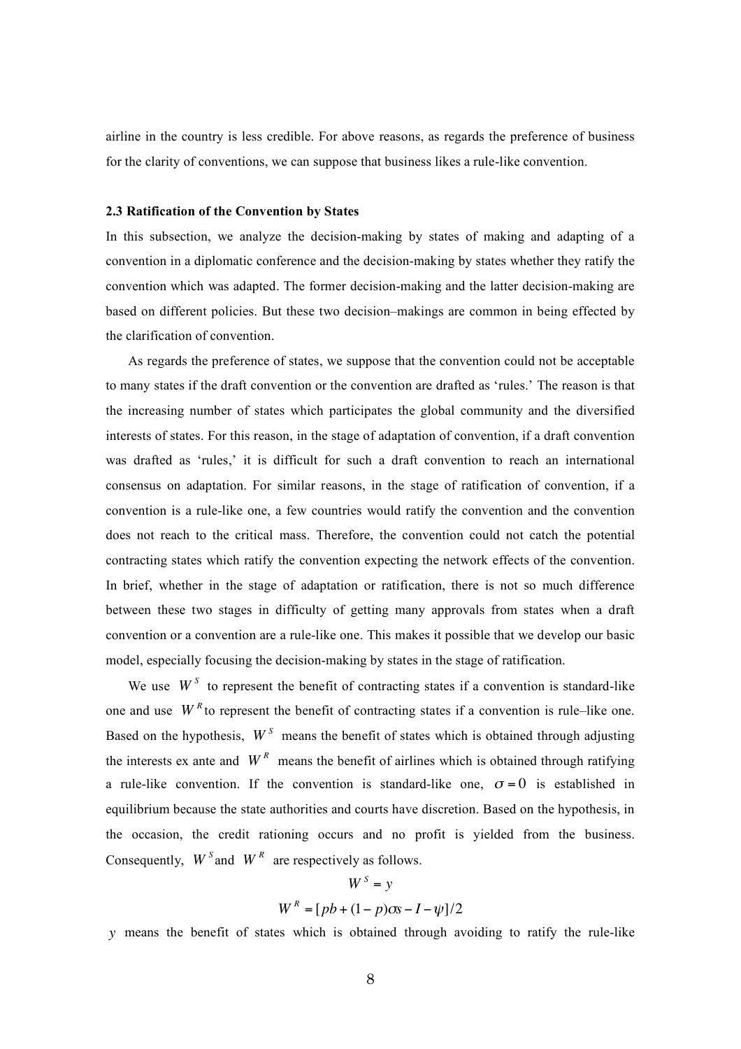airline in the country is less credible. For above reasons, as regards the preference of business for the clarity of conventions, we can suppose that business likes a rule-like convention.

### 2.3 Ratification of the Convention by States

In this subsection, we analyze the decision-making by states of making and adapting of a convention in a diplomatic conference and the decision-making by states whether they ratify the convention which was adapted. The former decision-making and the latter decision-making are based on different policies. But these two decision–makings are common in being effected by the clarification of convention.

As regards the preference of states, we suppose that the convention could not be acceptable to many states if the draft convention or the convention are drafted as 'rules.' The reason is that the increasing number of states which participates the global community and the diversified interests of states. For this reason, in the stage of adaptation of convention, if a draft convention was drafted as 'rules,' it is difficult for such a draft convention to reach an international consensus on adaptation. For similar reasons, in the stage of ratification of convention, if a convention is a rule-like one, a few countries would ratify the convention and the convention does not reach to the critical mass. Therefore, the convention could not catch the potential contracting states which ratify the convention expecting the network effects of the convention. In brief, whether in the stage of adaptation or ratification, there is not so much difference between these two stages in difficulty of getting many approvals from states when a draft convention or a convention are a rule-like one. This makes it possible that we develop our basic model, especially focusing the decision-making by states in the stage of ratification.

We use $W^S$ to represent the benefit of contracting states if a convention is standard-like one and use $W^R$ to represent the benefit of contracting states if a convention is rule–like one. Based on the hypothesis, $W^S$ means the benefit of states which is obtained through adjusting the interests ex ante and $W^R$ means the benefit of airlines which is obtained through ratifying a rule-like convention. If the convention is standard-like one, $\sigma = 0$ is established in equilibrium because the state authorities and courts have discretion. Based on the hypothesis, in the occasion, the credit rationing occurs and no profit is yielded from the business. Consequently, $W^S$ and $W^R$ are respectively as follows.

$$W^S = y$$

$$W^R = [pb + (1-p)\sigma s - I - \psi]/2$$

$y$ means the benefit of states which is obtained through avoiding to ratify the rule-like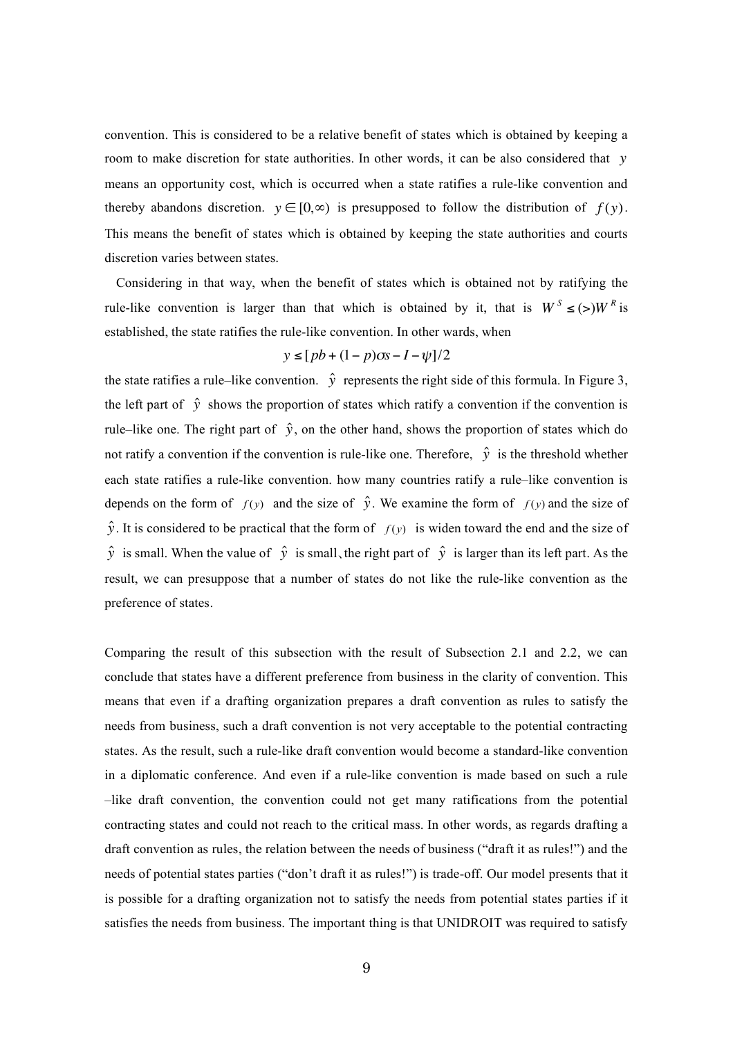convention. This is considered to be a relative benefit of states which is obtained by keeping a room to make discretion for state authorities. In other words, it can be also considered that $y$ means an opportunity cost, which is occurred when a state ratifies a rule-like convention and thereby abandons discretion. $y \in [0, \infty)$ is presupposed to follow the distribution of $f(y)$. This means the benefit of states which is obtained by keeping the state authorities and courts discretion varies between states.

Considering in that way, when the benefit of states which is obtained not by ratifying the rule-like convention is larger than that which is obtained by it, that is $W^S \leq (>) W^R$ is established, the state ratifies the rule-like convention. In other wards, when

$$y \leq [pb + (1-p)\sigma s - I - \psi]/2$$

the state ratifies a rule–like convention. $\hat{y}$ represents the right side of this formula. In Figure 3, the left part of $\hat{y}$ shows the proportion of states which ratify a convention if the convention is rule–like one. The right part of $\hat{y}$, on the other hand, shows the proportion of states which do not ratify a convention if the convention is rule-like one. Therefore, $\hat{y}$ is the threshold whether each state ratifies a rule-like convention. how many countries ratify a rule–like convention is depends on the form of $f(y)$ and the size of $\hat{y}$. We examine the form of $f(y)$ and the size of $\hat{y}$. It is considered to be practical that the form of $f(y)$ is widen toward the end and the size of $\hat{y}$ is small. When the value of $\hat{y}$ is small、the right part of $\hat{y}$ is larger than its left part. As the result, we can presuppose that a number of states do not like the rule-like convention as the preference of states.

Comparing the result of this subsection with the result of Subsection 2.1 and 2.2, we can conclude that states have a different preference from business in the clarity of convention. This means that even if a drafting organization prepares a draft convention as rules to satisfy the needs from business, such a draft convention is not very acceptable to the potential contracting states. As the result, such a rule-like draft convention would become a standard-like convention in a diplomatic conference. And even if a rule-like convention is made based on such a rule –like draft convention, the convention could not get many ratifications from the potential contracting states and could not reach to the critical mass. In other words, as regards drafting a draft convention as rules, the relation between the needs of business ("draft it as rules!") and the needs of potential states parties ("don't draft it as rules!") is trade-off. Our model presents that it is possible for a drafting organization not to satisfy the needs from potential states parties if it satisfies the needs from business. The important thing is that UNIDROIT was required to satisfy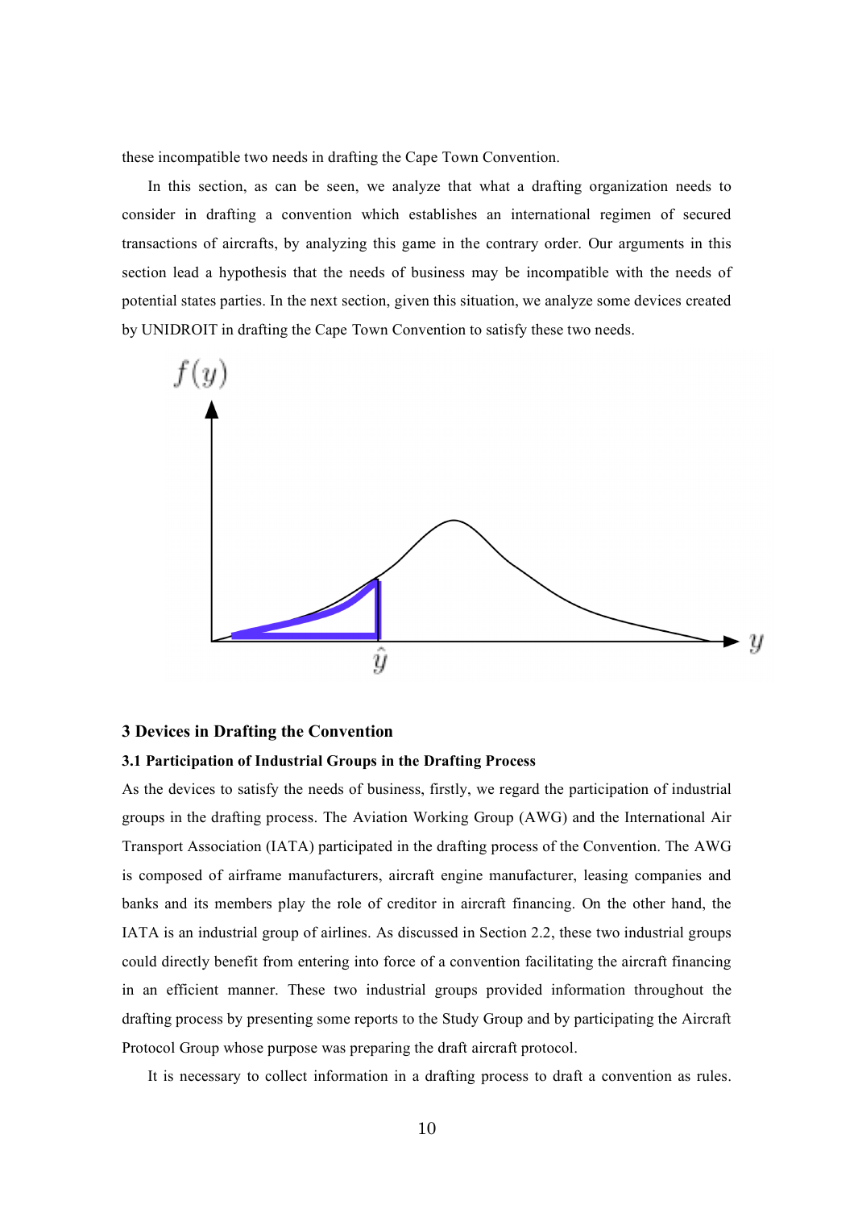these incompatible two needs in drafting the Cape Town Convention.

In this section, as can be seen, we analyze that what a drafting organization needs to consider in drafting a convention which establishes an international regimen of secured transactions of aircrafts, by analyzing this game in the contrary order. Our arguments in this section lead a hypothesis that the needs of business may be incompatible with the needs of potential states parties. In the next section, given this situation, we analyze some devices created by UNIDROIT in drafting the Cape Town Convention to satisfy these two needs.

### 3 Devices in Drafting the Convention

#### 3.1 Participation of Industrial Groups in the Drafting Process

As the devices to satisfy the needs of business, firstly, we regard the participation of industrial groups in the drafting process. The Aviation Working Group (AWG) and the International Air Transport Association (IATA) participated in the drafting process of the Convention. The AWG is composed of airframe manufacturers, aircraft engine manufacturer, leasing companies and banks and its members play the role of creditor in aircraft financing. On the other hand, the IATA is an industrial group of airlines. As discussed in Section 2.2, these two industrial groups could directly benefit from entering into force of a convention facilitating the aircraft financing in an efficient manner. These two industrial groups provided information throughout the drafting process by presenting some reports to the Study Group and by participating the Aircraft Protocol Group whose purpose was preparing the draft aircraft protocol.

It is necessary to collect information in a drafting process to draft a convention as rules.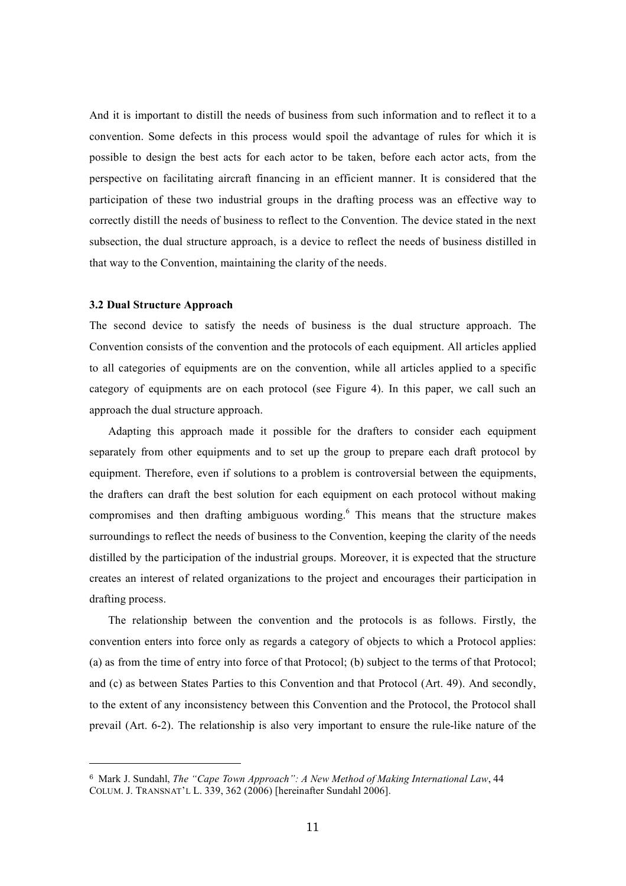And it is important to distill the needs of business from such information and to reflect it to a convention. Some defects in this process would spoil the advantage of rules for which it is possible to design the best acts for each actor to be taken, before each actor acts, from the perspective on facilitating aircraft financing in an efficient manner. It is considered that the participation of these two industrial groups in the drafting process was an effective way to correctly distill the needs of business to reflect to the Convention. The device stated in the next subsection, the dual structure approach, is a device to reflect the needs of business distilled in that way to the Convention, maintaining the clarity of the needs.

### 3.2 Dual Structure Approach

The second device to satisfy the needs of business is the dual structure approach. The Convention consists of the convention and the protocols of each equipment. All articles applied to all categories of equipments are on the convention, while all articles applied to a specific category of equipments are on each protocol (see Figure 4). In this paper, we call such an approach the dual structure approach.

Adapting this approach made it possible for the drafters to consider each equipment separately from other equipments and to set up the group to prepare each draft protocol by equipment. Therefore, even if solutions to a problem is controversial between the equipments, the drafters can draft the best solution for each equipment on each protocol without making compromises and then drafting ambiguous wording.[6] This means that the structure makes surroundings to reflect the needs of business to the Convention, keeping the clarity of the needs distilled by the participation of the industrial groups. Moreover, it is expected that the structure creates an interest of related organizations to the project and encourages their participation in drafting process.

The relationship between the convention and the protocols is as follows. Firstly, the convention enters into force only as regards a category of objects to which a Protocol applies: (a) as from the time of entry into force of that Protocol; (b) subject to the terms of that Protocol; and (c) as between States Parties to this Convention and that Protocol (Art. 49). And secondly, to the extent of any inconsistency between this Convention and the Protocol, the Protocol shall prevail (Art. 6-2). The relationship is also very important to ensure the rule-like nature of the

---

[6] Mark J. Sundahl, *The "Cape Town Approach": A New Method of Making International Law*, 44 COLUM. J. TRANSNAT'L L. 339, 362 (2006) [hereinafter Sundahl 2006].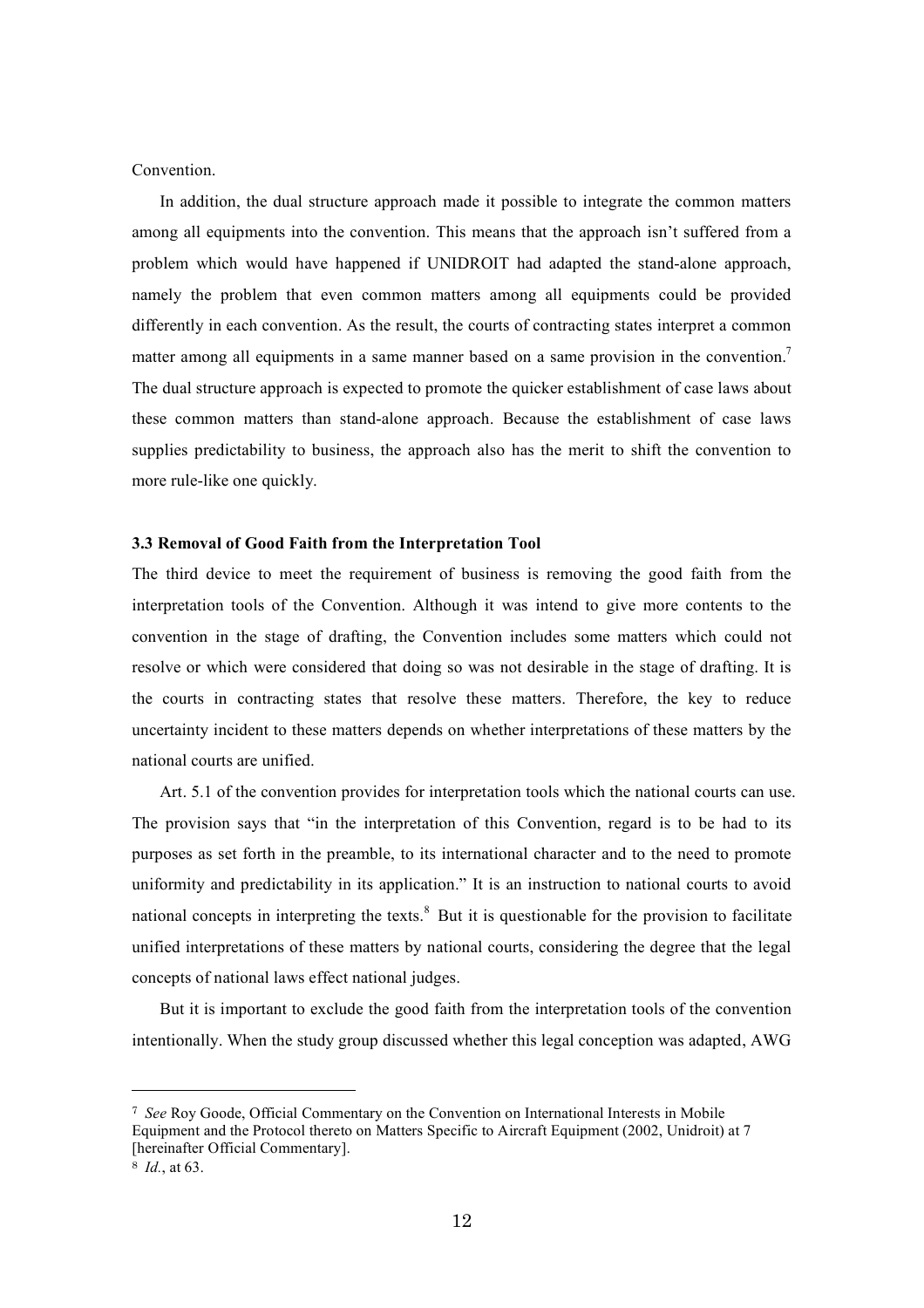Convention.

In addition, the dual structure approach made it possible to integrate the common matters among all equipments into the convention. This means that the approach isn't suffered from a problem which would have happened if UNIDROIT had adapted the stand-alone approach, namely the problem that even common matters among all equipments could be provided differently in each convention. As the result, the courts of contracting states interpret a common matter among all equipments in a same manner based on a same provision in the convention.[7] The dual structure approach is expected to promote the quicker establishment of case laws about these common matters than stand-alone approach. Because the establishment of case laws supplies predictability to business, the approach also has the merit to shift the convention to more rule-like one quickly.

### 3.3 Removal of Good Faith from the Interpretation Tool

The third device to meet the requirement of business is removing the good faith from the interpretation tools of the Convention. Although it was intend to give more contents to the convention in the stage of drafting, the Convention includes some matters which could not resolve or which were considered that doing so was not desirable in the stage of drafting. It is the courts in contracting states that resolve these matters. Therefore, the key to reduce uncertainty incident to these matters depends on whether interpretations of these matters by the national courts are unified.

Art. 5.1 of the convention provides for interpretation tools which the national courts can use. The provision says that "in the interpretation of this Convention, regard is to be had to its purposes as set forth in the preamble, to its international character and to the need to promote uniformity and predictability in its application." It is an instruction to national courts to avoid national concepts in interpreting the texts.[8] But it is questionable for the provision to facilitate unified interpretations of these matters by national courts, considering the degree that the legal concepts of national laws effect national judges.

But it is important to exclude the good faith from the interpretation tools of the convention intentionally. When the study group discussed whether this legal conception was adapted, AWG

---

[7] *See* Roy Goode, Official Commentary on the Convention on International Interests in Mobile Equipment and the Protocol thereto on Matters Specific to Aircraft Equipment (2002, Unidroit) at 7 [hereinafter Official Commentary].

[8] *Id.*, at 63.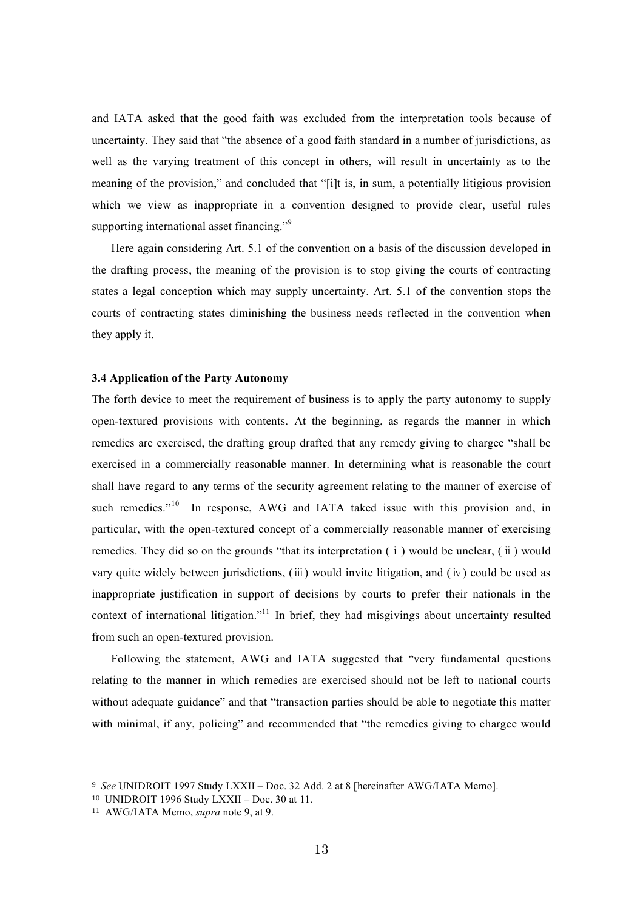and IATA asked that the good faith was excluded from the interpretation tools because of uncertainty. They said that "the absence of a good faith standard in a number of jurisdictions, as well as the varying treatment of this concept in others, will result in uncertainty as to the meaning of the provision," and concluded that "[i]t is, in sum, a potentially litigious provision which we view as inappropriate in a convention designed to provide clear, useful rules supporting international asset financing."[9]

Here again considering Art. 5.1 of the convention on a basis of the discussion developed in the drafting process, the meaning of the provision is to stop giving the courts of contracting states a legal conception which may supply uncertainty. Art. 5.1 of the convention stops the courts of contracting states diminishing the business needs reflected in the convention when they apply it.

### 3.4 Application of the Party Autonomy

The forth device to meet the requirement of business is to apply the party autonomy to supply open-textured provisions with contents. At the beginning, as regards the manner in which remedies are exercised, the drafting group drafted that any remedy giving to chargee "shall be exercised in a commercially reasonable manner. In determining what is reasonable the court shall have regard to any terms of the security agreement relating to the manner of exercise of such remedies."[10] In response, AWG and IATA taked issue with this provision and, in particular, with the open-textured concept of a commercially reasonable manner of exercising remedies. They did so on the grounds "that its interpretation (ⅰ) would be unclear, (ⅱ) would vary quite widely between jurisdictions, (ⅲ) would invite litigation, and (ⅳ) could be used as inappropriate justification in support of decisions by courts to prefer their nationals in the context of international litigation."[11] In brief, they had misgivings about uncertainty resulted from such an open-textured provision.

Following the statement, AWG and IATA suggested that "very fundamental questions relating to the manner in which remedies are exercised should not be left to national courts without adequate guidance" and that "transaction parties should be able to negotiate this matter with minimal, if any, policing" and recommended that "the remedies giving to chargee would

---

[9] *See* UNIDROIT 1997 Study LXXII – Doc. 32 Add. 2 at 8 [hereinafter AWG/IATA Memo].

[10] UNIDROIT 1996 Study LXXII – Doc. 30 at 11.

[11] AWG/IATA Memo, *supra* note 9, at 9.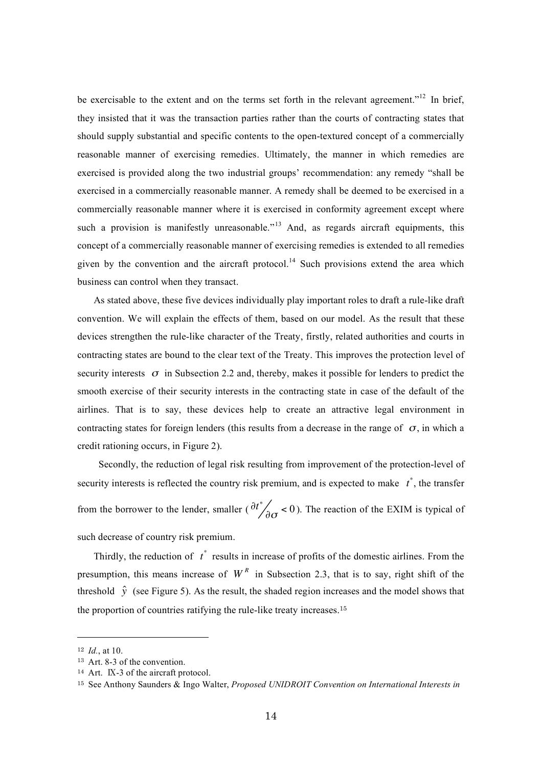be exercisable to the extent and on the terms set forth in the relevant agreement."[12] In brief, they insisted that it was the transaction parties rather than the courts of contracting states that should supply substantial and specific contents to the open-textured concept of a commercially reasonable manner of exercising remedies. Ultimately, the manner in which remedies are exercised is provided along the two industrial groups' recommendation: any remedy "shall be exercised in a commercially reasonable manner. A remedy shall be deemed to be exercised in a commercially reasonable manner where it is exercised in conformity agreement except where such a provision is manifestly unreasonable."[13] And, as regards aircraft equipments, this concept of a commercially reasonable manner of exercising remedies is extended to all remedies given by the convention and the aircraft protocol.[14] Such provisions extend the area which business can control when they transact.

As stated above, these five devices individually play important roles to draft a rule-like draft convention. We will explain the effects of them, based on our model. As the result that these devices strengthen the rule-like character of the Treaty, firstly, related authorities and courts in contracting states are bound to the clear text of the Treaty. This improves the protection level of security interests $\sigma$ in Subsection 2.2 and, thereby, makes it possible for lenders to predict the smooth exercise of their security interests in the contracting state in case of the default of the airlines. That is to say, these devices help to create an attractive legal environment in contracting states for foreign lenders (this results from a decrease in the range of $\sigma$, in which a credit rationing occurs, in Figure 2).

Secondly, the reduction of legal risk resulting from improvement of the protection-level of security interests is reflected the country risk premium, and is expected to make $t^*$, the transfer from the borrower to the lender, smaller ($\partial t^* / \partial \sigma < 0$). The reaction of the EXIM is typical of such decrease of country risk premium.

Thirdly, the reduction of $t^*$ results in increase of profits of the domestic airlines. From the presumption, this means increase of $W^R$ in Subsection 2.3, that is to say, right shift of the threshold $\hat{y}$ (see Figure 5). As the result, the shaded region increases and the model shows that the proportion of countries ratifying the rule-like treaty increases.[15]

---

[12] *Id.*, at 10.

[13] Art. 8-3 of the convention.

[14] Art. IX-3 of the aircraft protocol.

[15] See Anthony Saunders & Ingo Walter, *Proposed UNIDROIT Convention on International Interests in*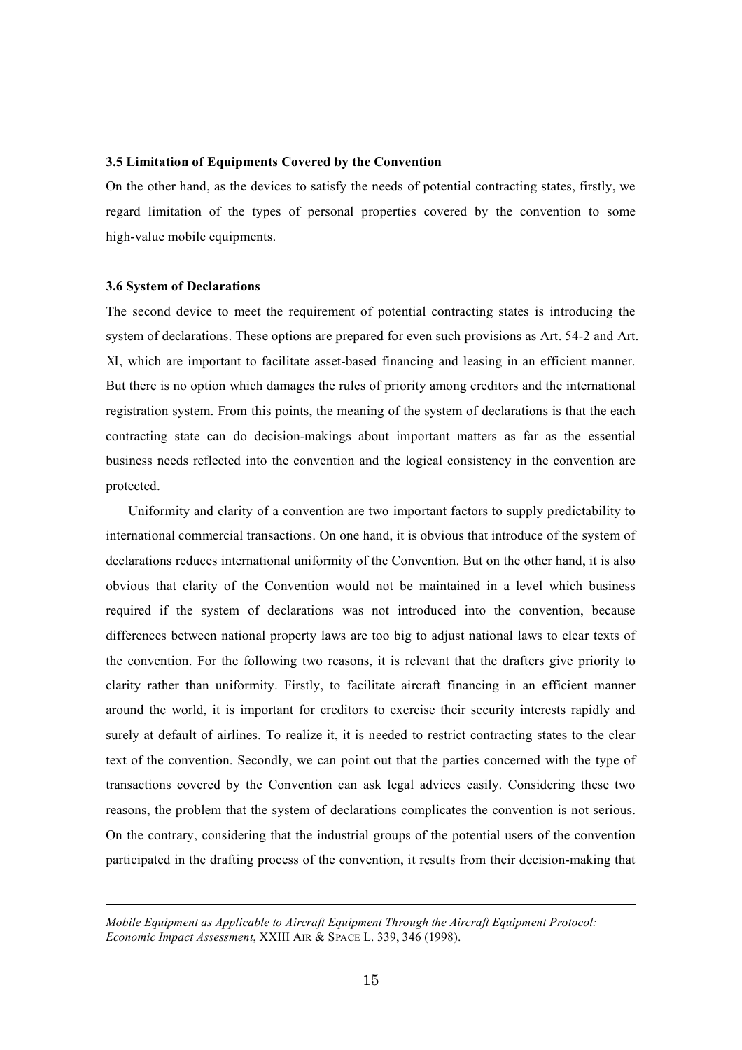### 3.5 Limitation of Equipments Covered by the Convention

On the other hand, as the devices to satisfy the needs of potential contracting states, firstly, we regard limitation of the types of personal properties covered by the convention to some high-value mobile equipments.

### 3.6 System of Declarations

The second device to meet the requirement of potential contracting states is introducing the system of declarations. These options are prepared for even such provisions as Art. 54-2 and Art. XI, which are important to facilitate asset-based financing and leasing in an efficient manner. But there is no option which damages the rules of priority among creditors and the international registration system. From this points, the meaning of the system of declarations is that the each contracting state can do decision-makings about important matters as far as the essential business needs reflected into the convention and the logical consistency in the convention are protected.

Uniformity and clarity of a convention are two important factors to supply predictability to international commercial transactions. On one hand, it is obvious that introduce of the system of declarations reduces international uniformity of the Convention. But on the other hand, it is also obvious that clarity of the Convention would not be maintained in a level which business required if the system of declarations was not introduced into the convention, because differences between national property laws are too big to adjust national laws to clear texts of the convention. For the following two reasons, it is relevant that the drafters give priority to clarity rather than uniformity. Firstly, to facilitate aircraft financing in an efficient manner around the world, it is important for creditors to exercise their security interests rapidly and surely at default of airlines. To realize it, it is needed to restrict contracting states to the clear text of the convention. Secondly, we can point out that the parties concerned with the type of transactions covered by the Convention can ask legal advices easily. Considering these two reasons, the problem that the system of declarations complicates the convention is not serious. On the contrary, considering that the industrial groups of the potential users of the convention participated in the drafting process of the convention, it results from their decision-making that

---

*Mobile Equipment as Applicable to Aircraft Equipment Through the Aircraft Equipment Protocol: Economic Impact Assessment*, XXIII AIR & SPACE L. 339, 346 (1998).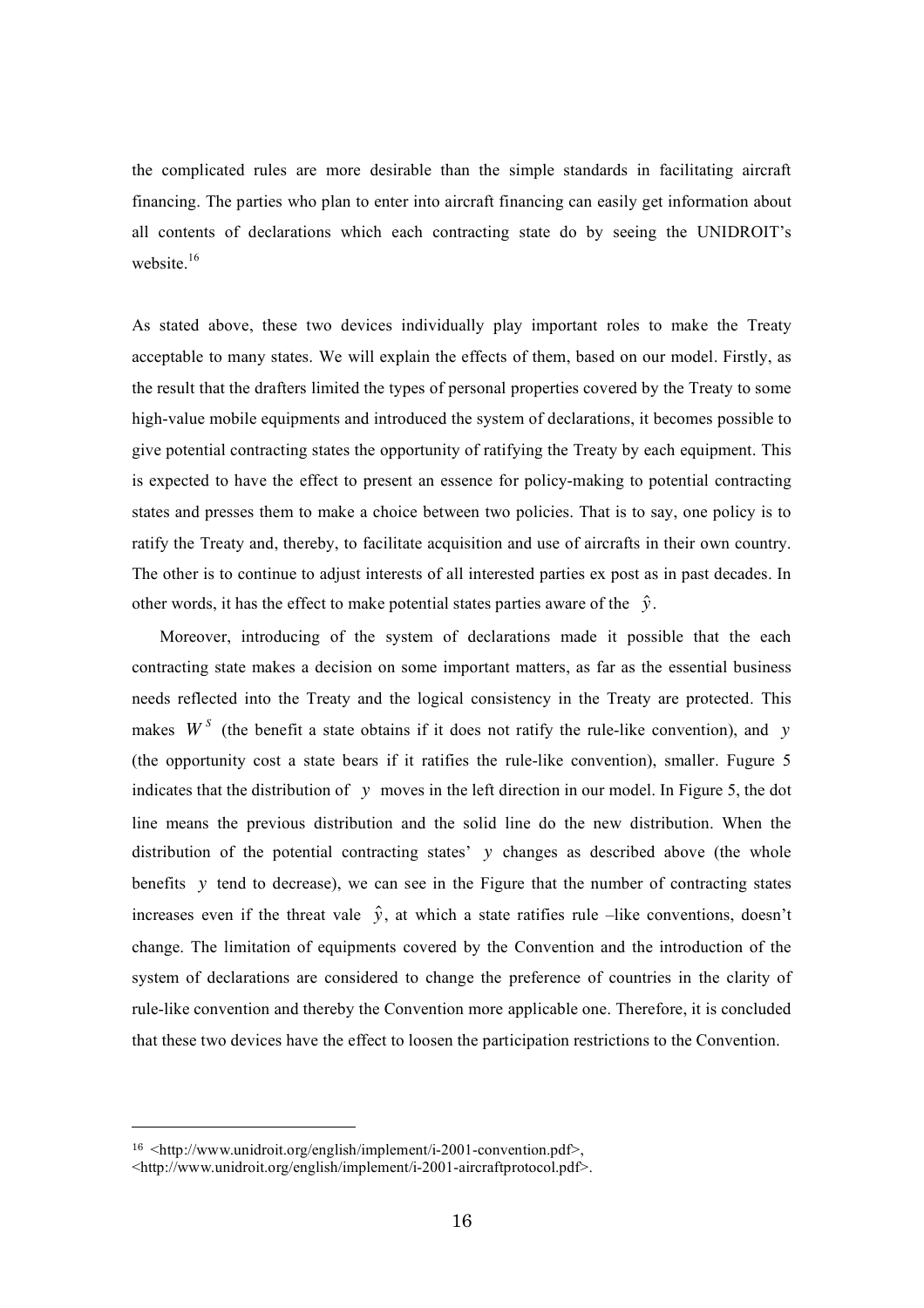the complicated rules are more desirable than the simple standards in facilitating aircraft financing. The parties who plan to enter into aircraft financing can easily get information about all contents of declarations which each contracting state do by seeing the UNIDROIT's website.[16]

As stated above, these two devices individually play important roles to make the Treaty acceptable to many states. We will explain the effects of them, based on our model. Firstly, as the result that the drafters limited the types of personal properties covered by the Treaty to some high-value mobile equipments and introduced the system of declarations, it becomes possible to give potential contracting states the opportunity of ratifying the Treaty by each equipment. This is expected to have the effect to present an essence for policy-making to potential contracting states and presses them to make a choice between two policies. That is to say, one policy is to ratify the Treaty and, thereby, to facilitate acquisition and use of aircrafts in their own country. The other is to continue to adjust interests of all interested parties ex post as in past decades. In other words, it has the effect to make potential states parties aware of the $\hat{y}$.

Moreover, introducing of the system of declarations made it possible that the each contracting state makes a decision on some important matters, as far as the essential business needs reflected into the Treaty and the logical consistency in the Treaty are protected. This makes $W^S$ (the benefit a state obtains if it does not ratify the rule-like convention), and $y$ (the opportunity cost a state bears if it ratifies the rule-like convention), smaller. Fugure 5 indicates that the distribution of $y$ moves in the left direction in our model. In Figure 5, the dot line means the previous distribution and the solid line do the new distribution. When the distribution of the potential contracting states' $y$ changes as described above (the whole benefits $y$ tend to decrease), we can see in the Figure that the number of contracting states increases even if the threat vale $\hat{y}$, at which a state ratifies rule –like conventions, doesn't change. The limitation of equipments covered by the Convention and the introduction of the system of declarations are considered to change the preference of countries in the clarity of rule-like convention and thereby the Convention more applicable one. Therefore, it is concluded that these two devices have the effect to loosen the participation restrictions to the Convention.

[16] <http://www.unidroit.org/english/implement/i-2001-convention.pdf>, <http://www.unidroit.org/english/implement/i-2001-aircraftprotocol.pdf>.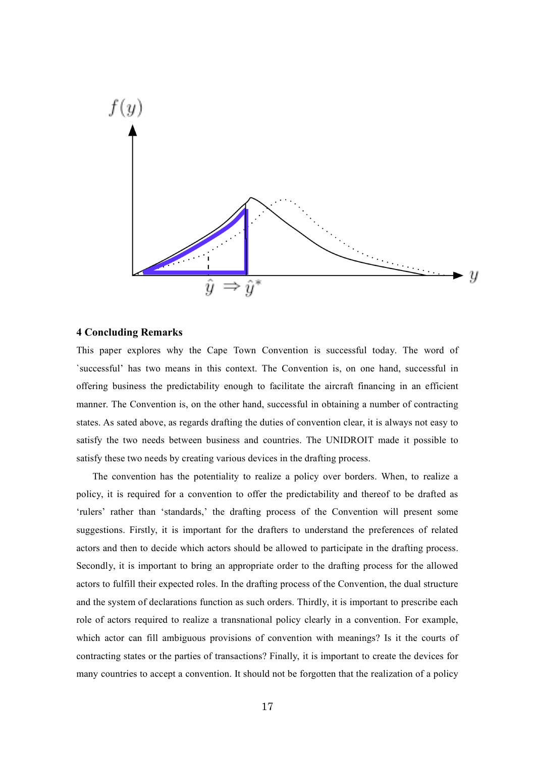## 4 Concluding Remarks

This paper explores why the Cape Town Convention is successful today. The word of `successful' has two means in this context. The Convention is, on one hand, successful in offering business the predictability enough to facilitate the aircraft financing in an efficient manner. The Convention is, on the other hand, successful in obtaining a number of contracting states. As sated above, as regards drafting the duties of convention clear, it is always not easy to satisfy the two needs between business and countries. The UNIDROIT made it possible to satisfy these two needs by creating various devices in the drafting process.

The convention has the potentiality to realize a policy over borders. When, to realize a policy, it is required for a convention to offer the predictability and thereof to be drafted as 'rulers' rather than 'standards,' the drafting process of the Convention will present some suggestions. Firstly, it is important for the drafters to understand the preferences of related actors and then to decide which actors should be allowed to participate in the drafting process. Secondly, it is important to bring an appropriate order to the drafting process for the allowed actors to fulfill their expected roles. In the drafting process of the Convention, the dual structure and the system of declarations function as such orders. Thirdly, it is important to prescribe each role of actors required to realize a transnational policy clearly in a convention. For example, which actor can fill ambiguous provisions of convention with meanings? Is it the courts of contracting states or the parties of transactions? Finally, it is important to create the devices for many countries to accept a convention. It should not be forgotten that the realization of a policy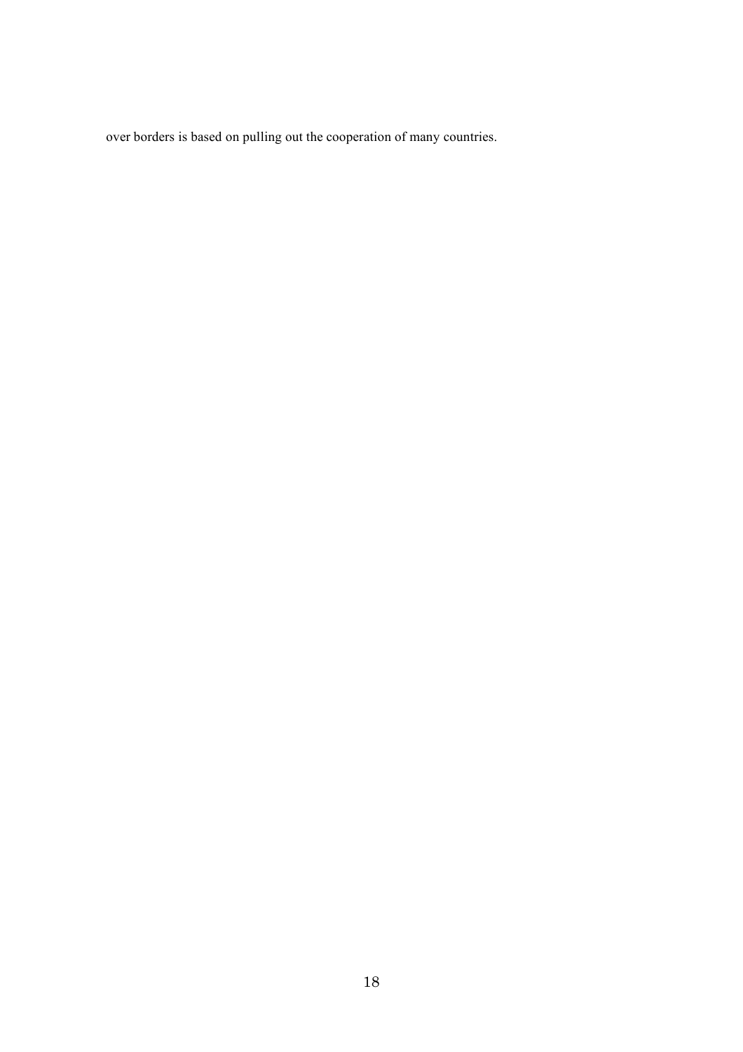over borders is based on pulling out the cooperation of many countries.